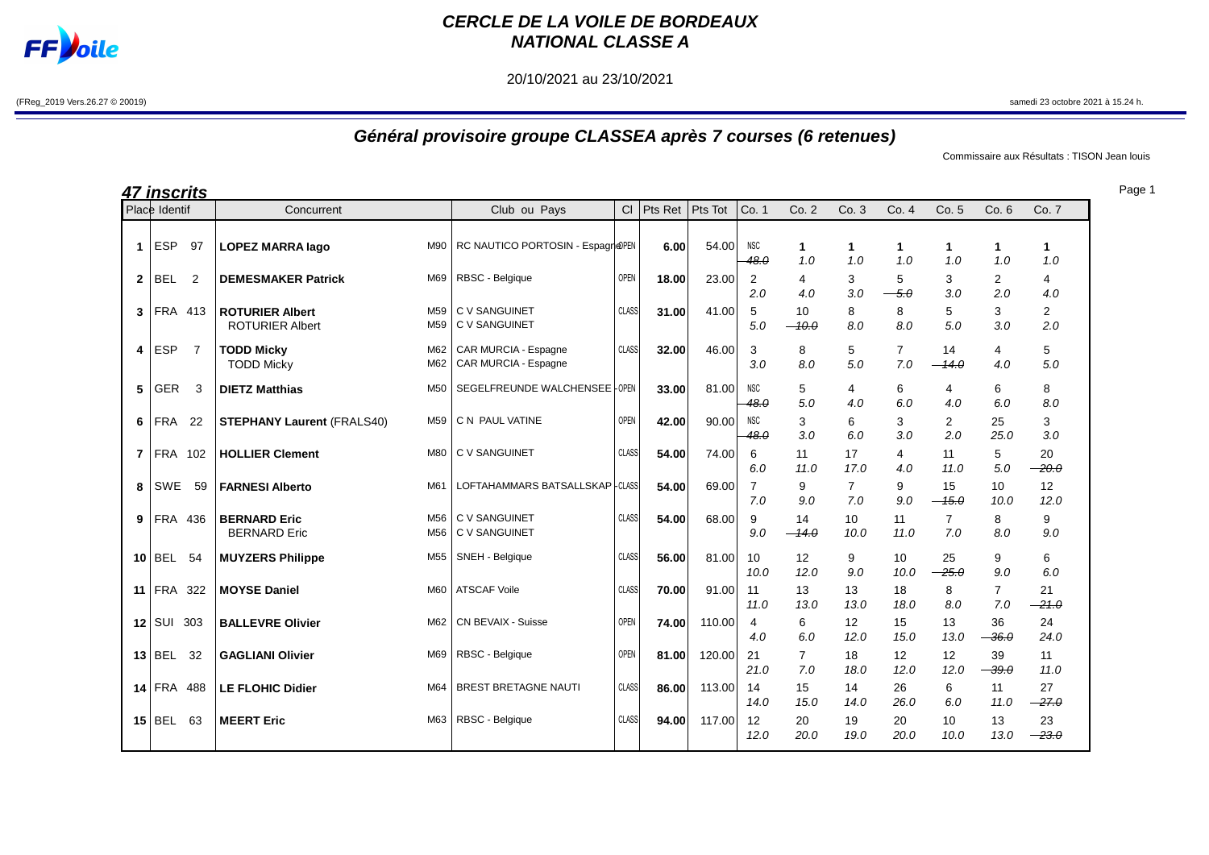# CERCLE DE LA VOILE DE BORDEAUX
# NATIONAL CLASSE A

20/10/2021 au 23/10/2021

(FReg_2019 Vers.26.27 © 20019)

samedi 23 octobre 2021 à 15.24 h.

## Général provisoire groupe CLASSEA après 7 courses (6 retenues)

Commissaire aux Résultats : TISON Jean louis

### 47 inscrits

| Place | Identif | Concurrent | | Club ou Pays | Cl | Pts Ret | Pts Tot | Co. 1 | Co. 2 | Co. 3 | Co. 4 | Co. 5 | Co. 6 | Co. 7 |
|---|---|---|---|---|---|---|---|---|---|---|---|---|---|---|
| 1 | ESP 97 | **LOPEZ MARRA Iago** | M90 | RC NAUTICO PORTOSIN - Espagne | OPEN | 6.00 | 54.00 | NSC ~~48.0~~ | 1 1.0 | 1 1.0 | 1 1.0 | 1 1.0 | 1 1.0 | 1 1.0 |
| 2 | BEL 2 | **DEMESMAKER Patrick** | M69 | RBSC - Belgique | OPEN | 18.00 | 23.00 | 2 2.0 | 4 4.0 | 3 3.0 | 5 ~~5.0~~ | 3 3.0 | 2 2.0 | 4 4.0 |
| 3 | FRA 413 | **ROTURIER Albert**<br>ROTURIER Albert | M59<br>M59 | C V SANGUINET<br>C V SANGUINET | CLASS | 31.00 | 41.00 | 5 5.0 | 10 ~~10.0~~ | 8 8.0 | 8 8.0 | 5 5.0 | 3 3.0 | 2 2.0 |
| 4 | ESP 7 | **TODD Micky**<br>TODD Micky | M62<br>M62 | CAR MURCIA - Espagne<br>CAR MURCIA - Espagne | CLASS | 32.00 | 46.00 | 3 3.0 | 8 8.0 | 5 5.0 | 7 7.0 | 14 ~~14.0~~ | 4 4.0 | 5 5.0 |
| 5 | GER 3 | **DIETZ Matthias** | M50 | SEGELFREUNDE WALCHENSEE | OPEN | 33.00 | 81.00 | NSC ~~48.0~~ | 5 5.0 | 4 4.0 | 6 6.0 | 4 4.0 | 6 6.0 | 8 8.0 |
| 6 | FRA 22 | **STEPHANY Laurent (FRALS40)** | M59 | C N PAUL VATINE | OPEN | 42.00 | 90.00 | NSC ~~48.0~~ | 3 3.0 | 6 6.0 | 3 3.0 | 2 2.0 | 25 25.0 | 3 3.0 |
| 7 | FRA 102 | **HOLLIER Clement** | M80 | C V SANGUINET | CLASS | 54.00 | 74.00 | 6 6.0 | 11 11.0 | 17 17.0 | 4 4.0 | 11 11.0 | 5 5.0 | 20 ~~20.0~~ |
| 8 | SWE 59 | **FARNESI Alberto** | M61 | LOFTAHAMMARS BATSALLSKAP | CLASS | 54.00 | 69.00 | 7 7.0 | 9 9.0 | 7 7.0 | 9 9.0 | 15 ~~15.0~~ | 10 10.0 | 12 12.0 |
| 9 | FRA 436 | **BERNARD Eric**<br>BERNARD Eric | M56<br>M56 | C V SANGUINET<br>C V SANGUINET | CLASS | 54.00 | 68.00 | 9 9.0 | 14 ~~14.0~~ | 10 10.0 | 11 11.0 | 7 7.0 | 8 8.0 | 9 9.0 |
| 10 | BEL 54 | **MUYZERS Philippe** | M55 | SNEH - Belgique | CLASS | 56.00 | 81.00 | 10 10.0 | 12 12.0 | 9 9.0 | 10 10.0 | 25 ~~25.0~~ | 9 9.0 | 6 6.0 |
| 11 | FRA 322 | **MOYSE Daniel** | M60 | ATSCAF Voile | CLASS | 70.00 | 91.00 | 11 11.0 | 13 13.0 | 13 13.0 | 18 18.0 | 8 8.0 | 7 7.0 | 21 ~~21.0~~ |
| 12 | SUI 303 | **BALLEVRE Olivier** | M62 | CN BEVAIX - Suisse | OPEN | 74.00 | 110.00 | 4 4.0 | 6 6.0 | 12 12.0 | 15 15.0 | 13 13.0 | 36 ~~36.0~~ | 24 24.0 |
| 13 | BEL 32 | **GAGLIANI Olivier** | M69 | RBSC - Belgique | OPEN | 81.00 | 120.00 | 21 21.0 | 7 7.0 | 18 18.0 | 12 12.0 | 12 12.0 | 39 ~~39.0~~ | 11 11.0 |
| 14 | FRA 488 | **LE FLOHIC Didier** | M64 | BREST BRETAGNE NAUTI | CLASS | 86.00 | 113.00 | 14 14.0 | 15 15.0 | 14 14.0 | 26 26.0 | 6 6.0 | 11 11.0 | 27 ~~27.0~~ |
| 15 | BEL 63 | **MEERT Eric** | M63 | RBSC - Belgique | CLASS | 94.00 | 117.00 | 12 12.0 | 20 20.0 | 19 19.0 | 20 20.0 | 10 10.0 | 13 13.0 | 23 ~~23.0~~ |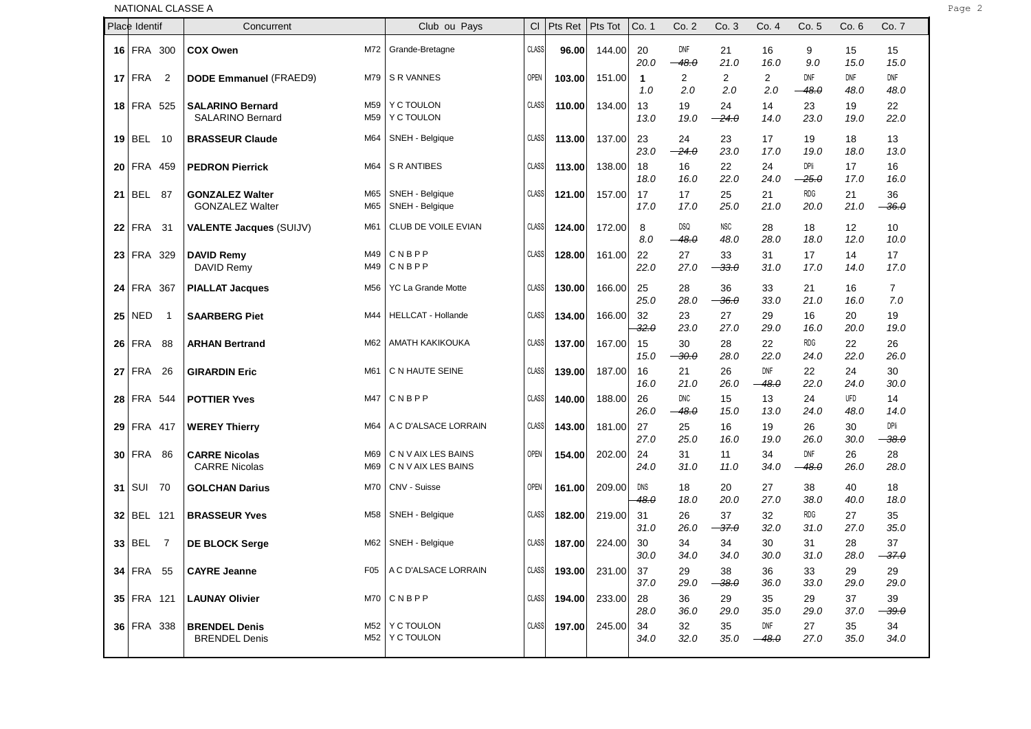NATIONAL CLASSE A

| Place | Identif | Concurrent | | Club ou Pays | Cl | Pts Ret | Pts Tot | Co. 1 | Co. 2 | Co. 3 | Co. 4 | Co. 5 | Co. 6 | Co. 7 |
|---|---|---|---|---|---|---|---|---|---|---|---|---|---|---|
| 16 | FRA 300 | **COX Owen** | M72 | Grande-Bretagne | CLASS | 96.00 | 144.00 | 20<br>20.0 | DNF<br>~~48.0~~ | 21<br>21.0 | 16<br>16.0 | 9<br>9.0 | 15<br>15.0 | 15<br>15.0 |
| 17 | FRA 2 | **DODE Emmanuel** (FRAED9) | M79 | S R VANNES | OPEN | 103.00 | 151.00 | 1<br>1.0 | 2<br>2.0 | 2<br>2.0 | 2<br>2.0 | DNF<br>~~48.0~~ | DNF<br>48.0 | DNF<br>48.0 |
| 18 | FRA 525 | **SALARINO Bernard**<br>SALARINO Bernard | M59<br>M59 | Y C TOULON<br>Y C TOULON | CLASS | 110.00 | 134.00 | 13<br>13.0 | 19<br>19.0 | 24<br>~~24.0~~ | 14<br>14.0 | 23<br>23.0 | 19<br>19.0 | 22<br>22.0 |
| 19 | BEL 10 | **BRASSEUR Claude** | M64 | SNEH - Belgique | CLASS | 113.00 | 137.00 | 23<br>23.0 | 24<br>~~24.0~~ | 23<br>23.0 | 17<br>17.0 | 19<br>19.0 | 18<br>18.0 | 13<br>13.0 |
| 20 | FRA 459 | **PEDRON Pierrick** | M64 | S R ANTIBES | CLASS | 113.00 | 138.00 | 18<br>18.0 | 16<br>16.0 | 22<br>22.0 | 24<br>24.0 | DPI<br>~~25.0~~ | 17<br>17.0 | 16<br>16.0 |
| 21 | BEL 87 | **GONZALEZ Walter**<br>GONZALEZ Walter | M65<br>M65 | SNEH - Belgique<br>SNEH - Belgique | CLASS | 121.00 | 157.00 | 17<br>17.0 | 17<br>17.0 | 25<br>25.0 | 21<br>21.0 | RDG<br>20.0 | 21<br>21.0 | 36<br>~~36.0~~ |
| 22 | FRA 31 | **VALENTE Jacques** (SUIJV) | M61 | CLUB DE VOILE EVIAN | CLASS | 124.00 | 172.00 | 8<br>8.0 | DSQ<br>~~48.0~~ | NSC<br>48.0 | 28<br>28.0 | 18<br>18.0 | 12<br>12.0 | 10<br>10.0 |
| 23 | FRA 329 | **DAVID Remy**<br>DAVID Remy | M49<br>M49 | C N B P P<br>C N B P P | CLASS | 128.00 | 161.00 | 22<br>22.0 | 27<br>27.0 | 33<br>~~33.0~~ | 31<br>31.0 | 17<br>17.0 | 14<br>14.0 | 17<br>17.0 |
| 24 | FRA 367 | **PIALLAT Jacques** | M56 | YC La Grande Motte | CLASS | 130.00 | 166.00 | 25<br>25.0 | 28<br>28.0 | 36<br>~~36.0~~ | 33<br>33.0 | 21<br>21.0 | 16<br>16.0 | 7<br>7.0 |
| 25 | NED 1 | **SAARBERG Piet** | M44 | HELLCAT - Hollande | CLASS | 134.00 | 166.00 | 32<br>~~32.0~~ | 23<br>23.0 | 27<br>27.0 | 29<br>29.0 | 16<br>16.0 | 20<br>20.0 | 19<br>19.0 |
| 26 | FRA 88 | **ARHAN Bertrand** | M62 | AMATH KAKIKOUKA | CLASS | 137.00 | 167.00 | 15<br>15.0 | 30<br>~~30.0~~ | 28<br>28.0 | 22<br>22.0 | RDG<br>24.0 | 22<br>22.0 | 26<br>26.0 |
| 27 | FRA 26 | **GIRARDIN Eric** | M61 | C N HAUTE SEINE | CLASS | 139.00 | 187.00 | 16<br>16.0 | 21<br>21.0 | 26<br>26.0 | DNF<br>~~48.0~~ | 22<br>22.0 | 24<br>24.0 | 30<br>30.0 |
| 28 | FRA 544 | **POTTIER Yves** | M47 | C N B P P | CLASS | 140.00 | 188.00 | 26<br>26.0 | DNC<br>~~48.0~~ | 15<br>15.0 | 13<br>13.0 | 24<br>24.0 | UFD<br>48.0 | 14<br>14.0 |
| 29 | FRA 417 | **WEREY Thierry** | M64 | A C D'ALSACE LORRAIN | CLASS | 143.00 | 181.00 | 27<br>27.0 | 25<br>25.0 | 16<br>16.0 | 19<br>19.0 | 26<br>26.0 | 30<br>30.0 | DPI<br>~~38.0~~ |
| 30 | FRA 86 | **CARRE Nicolas**<br>CARRE Nicolas | M69<br>M69 | C N V AIX LES BAINS<br>C N V AIX LES BAINS | OPEN | 154.00 | 202.00 | 24<br>24.0 | 31<br>31.0 | 11<br>11.0 | 34<br>34.0 | DNF<br>~~48.0~~ | 26<br>26.0 | 28<br>28.0 |
| 31 | SUI 70 | **GOLCHAN Darius** | M70 | CNV - Suisse | OPEN | 161.00 | 209.00 | DNS<br>~~48.0~~ | 18<br>18.0 | 20<br>20.0 | 27<br>27.0 | 38<br>38.0 | 40<br>40.0 | 18<br>18.0 |
| 32 | BEL 121 | **BRASSEUR Yves** | M58 | SNEH - Belgique | CLASS | 182.00 | 219.00 | 31<br>31.0 | 26<br>26.0 | 37<br>~~37.0~~ | 32<br>32.0 | RDG<br>31.0 | 27<br>27.0 | 35<br>35.0 |
| 33 | BEL 7 | **DE BLOCK Serge** | M62 | SNEH - Belgique | CLASS | 187.00 | 224.00 | 30<br>30.0 | 34<br>34.0 | 34<br>34.0 | 30<br>30.0 | 31<br>31.0 | 28<br>28.0 | 37<br>~~37.0~~ |
| 34 | FRA 55 | **CAYRE Jeanne** | F05 | A C D'ALSACE LORRAIN | CLASS | 193.00 | 231.00 | 37<br>37.0 | 29<br>29.0 | 38<br>~~38.0~~ | 36<br>36.0 | 33<br>33.0 | 29<br>29.0 | 29<br>29.0 |
| 35 | FRA 121 | **LAUNAY Olivier** | M70 | C N B P P | CLASS | 194.00 | 233.00 | 28<br>28.0 | 36<br>36.0 | 29<br>29.0 | 35<br>35.0 | 29<br>29.0 | 37<br>37.0 | 39<br>~~39.0~~ |
| 36 | FRA 338 | **BRENDEL Denis**<br>BRENDEL Denis | M52<br>M52 | Y C TOULON<br>Y C TOULON | CLASS | 197.00 | 245.00 | 34<br>34.0 | 32<br>32.0 | 35<br>35.0 | DNF<br>~~48.0~~ | 27<br>27.0 | 35<br>35.0 | 34<br>34.0 |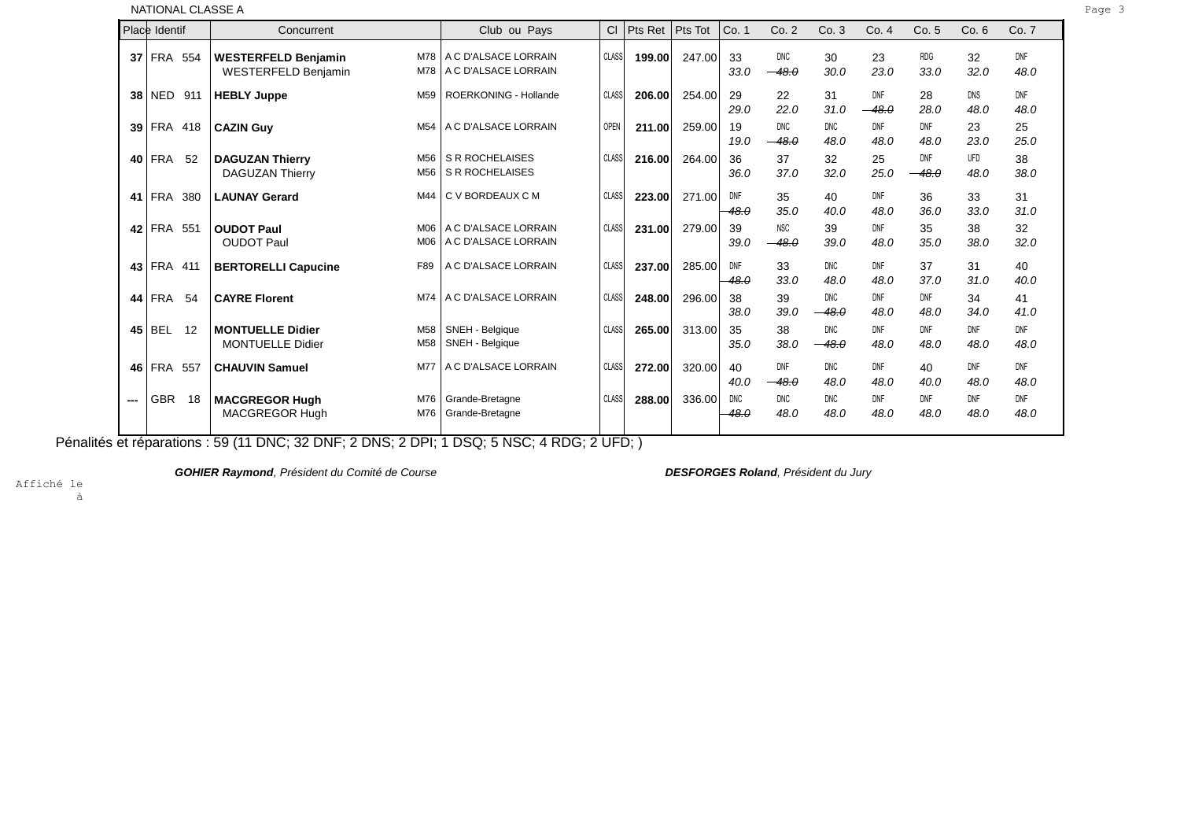NATIONAL CLASSE A

| Place | Identif | Concurrent | | Club ou Pays | Cl | Pts Ret | Pts Tot | Co. 1 | Co. 2 | Co. 3 | Co. 4 | Co. 5 | Co. 6 | Co. 7 |
|---|---|---|---|---|---|---|---|---|---|---|---|---|---|---|
| **37** | FRA 554 | **WESTERFELD Benjamin** | M78 | A C D'ALSACE LORRAIN | CLASS | **199.00** | 247.00 | 33 | DNC | 30 | 23 | RDG | 32 | DNF |
| | | WESTERFELD Benjamin | M78 | A C D'ALSACE LORRAIN | | | | *33.0* | ~~*48.0*~~ | *30.0* | *23.0* | *33.0* | *32.0* | *48.0* |
| **38** | NED 911 | **HEBLY Juppe** | M59 | ROERKONING - Hollande | CLASS | **206.00** | 254.00 | 29 | 22 | 31 | DNF | 28 | DNS | DNF |
| | | | | | | | | *29.0* | *22.0* | *31.0* | ~~*48.0*~~ | *28.0* | *48.0* | *48.0* |
| **39** | FRA 418 | **CAZIN Guy** | M54 | A C D'ALSACE LORRAIN | OPEN | **211.00** | 259.00 | 19 | DNC | DNC | DNF | DNF | 23 | 25 |
| | | | | | | | | *19.0* | ~~*48.0*~~ | *48.0* | *48.0* | *48.0* | *23.0* | *25.0* |
| **40** | FRA 52 | **DAGUZAN Thierry** | M56 | S R ROCHELAISES | CLASS | **216.00** | 264.00 | 36 | 37 | 32 | 25 | DNF | UFD | 38 |
| | | DAGUZAN Thierry | M56 | S R ROCHELAISES | | | | *36.0* | *37.0* | *32.0* | *25.0* | ~~*48.0*~~ | *48.0* | *38.0* |
| **41** | FRA 380 | **LAUNAY Gerard** | M44 | C V BORDEAUX C M | CLASS | **223.00** | 271.00 | DNF | 35 | 40 | DNF | 36 | 33 | 31 |
| | | | | | | | | ~~*48.0*~~ | *35.0* | *40.0* | *48.0* | *36.0* | *33.0* | *31.0* |
| **42** | FRA 551 | **OUDOT Paul** | M06 | A C D'ALSACE LORRAIN | CLASS | **231.00** | 279.00 | 39 | NSC | 39 | DNF | 35 | 38 | 32 |
| | | OUDOT Paul | M06 | A C D'ALSACE LORRAIN | | | | *39.0* | ~~*48.0*~~ | *39.0* | *48.0* | *35.0* | *38.0* | *32.0* |
| **43** | FRA 411 | **BERTORELLI Capucine** | F89 | A C D'ALSACE LORRAIN | CLASS | **237.00** | 285.00 | DNF | 33 | DNC | DNF | 37 | 31 | 40 |
| | | | | | | | | ~~*48.0*~~ | *33.0* | *48.0* | *48.0* | *37.0* | *31.0* | *40.0* |
| **44** | FRA 54 | **CAYRE Florent** | M74 | A C D'ALSACE LORRAIN | CLASS | **248.00** | 296.00 | 38 | 39 | DNC | DNF | DNF | 34 | 41 |
| | | | | | | | | *38.0* | *39.0* | ~~*48.0*~~ | *48.0* | *48.0* | *34.0* | *41.0* |
| **45** | BEL 12 | **MONTUELLE Didier** | M58 | SNEH - Belgique | CLASS | **265.00** | 313.00 | 35 | 38 | DNC | DNF | DNF | DNF | DNF |
| | | MONTUELLE Didier | M58 | SNEH - Belgique | | | | *35.0* | *38.0* | ~~*48.0*~~ | *48.0* | *48.0* | *48.0* | *48.0* |
| **46** | FRA 557 | **CHAUVIN Samuel** | M77 | A C D'ALSACE LORRAIN | CLASS | **272.00** | 320.00 | 40 | DNF | DNC | DNF | 40 | DNF | DNF |
| | | | | | | | | *40.0* | ~~*48.0*~~ | *48.0* | *48.0* | *40.0* | *48.0* | *48.0* |
| **---** | GBR 18 | **MACGREGOR Hugh** | M76 | Grande-Bretagne | CLASS | **288.00** | 336.00 | DNC | DNC | DNC | DNF | DNF | DNF | DNF |
| | | MACGREGOR Hugh | M76 | Grande-Bretagne | | | | ~~*48.0*~~ | *48.0* | *48.0* | *48.0* | *48.0* | *48.0* | *48.0* |

Pénalités et réparations : 59 (11 DNC; 32 DNF; 2 DNS; 2 DPI; 1 DSQ; 5 NSC; 4 RDG; 2 UFD; )

***GOHIER Raymond**, Président du Comité de Course*

***DESFORGES Roland**, Président du Jury*

Affiché le
à